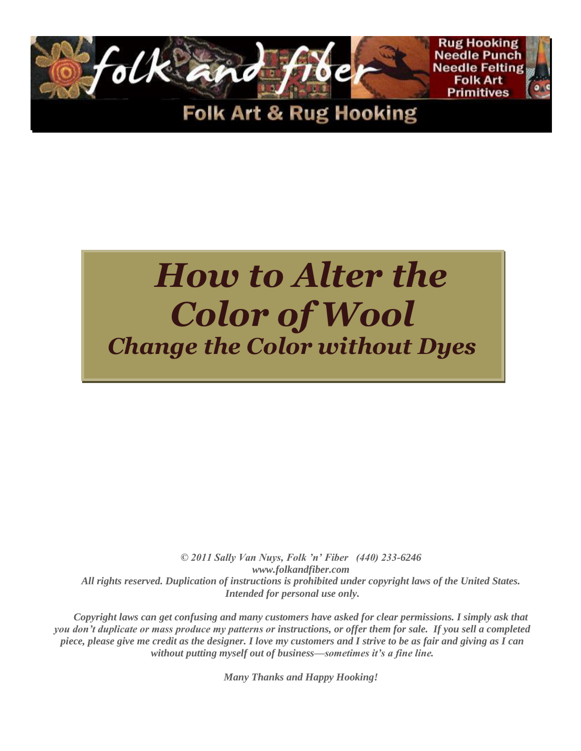folk and fiber

Rug Hooking
Needle Punch
Needle Felting
Folk Art
Primitives

Folk Art & Rug Hooking

# *How to Alter the Color of Wool*

## *Change the Color without Dyes*

***© 2011 Sally Van Nuys, Folk 'n' Fiber (440) 233-6246***
***www.folkandfiber.com***
***All rights reserved. Duplication of instructions is prohibited under copyright laws of the United States. Intended for personal use only.***

***Copyright laws can get confusing and many customers have asked for clear permissions. I simply ask that you don't duplicate or mass produce my patterns or instructions, or offer them for sale. If you sell a completed piece, please give me credit as the designer. I love my customers and I strive to be as fair and giving as I can without putting myself out of business—sometimes it's a fine line.***

***Many Thanks and Happy Hooking!***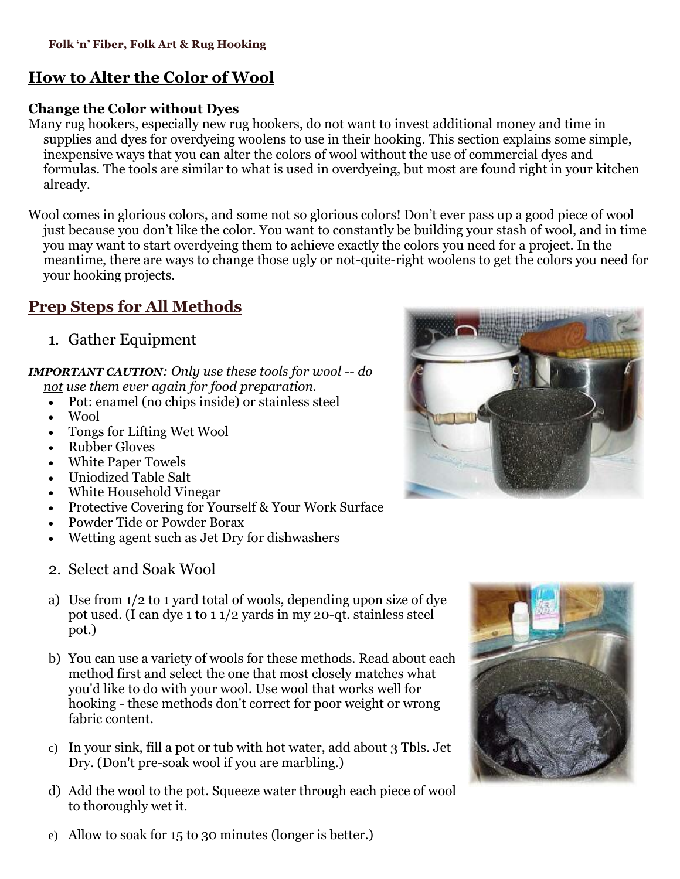**Folk 'n' Fiber, Folk Art & Rug Hooking**

# How to Alter the Color of Wool

### Change the Color without Dyes

Many rug hookers, especially new rug hookers, do not want to invest additional money and time in supplies and dyes for overdyeing woolens to use in their hooking. This section explains some simple, inexpensive ways that you can alter the colors of wool without the use of commercial dyes and formulas. The tools are similar to what is used in overdyeing, but most are found right in your kitchen already.

Wool comes in glorious colors, and some not so glorious colors! Don't ever pass up a good piece of wool just because you don't like the color. You want to constantly be building your stash of wool, and in time you may want to start overdyeing them to achieve exactly the colors you need for a project. In the meantime, there are ways to change those ugly or not-quite-right woolens to get the colors you need for your hooking projects.

## Prep Steps for All Methods

1. Gather Equipment

***IMPORTANT CAUTION****: Only use these tools for wool -- do not use them ever again for food preparation.*

- Pot: enamel (no chips inside) or stainless steel
- Wool
- Tongs for Lifting Wet Wool
- Rubber Gloves
- White Paper Towels
- Uniodized Table Salt
- White Household Vinegar
- Protective Covering for Yourself & Your Work Surface
- Powder Tide or Powder Borax
- Wetting agent such as Jet Dry for dishwashers

2. Select and Soak Wool

a) Use from 1/2 to 1 yard total of wools, depending upon size of dye pot used. (I can dye 1 to 1 1/2 yards in my 20-qt. stainless steel pot.)

b) You can use a variety of wools for these methods. Read about each method first and select the one that most closely matches what you'd like to do with your wool. Use wool that works well for hooking - these methods don't correct for poor weight or wrong fabric content.

c) In your sink, fill a pot or tub with hot water, add about 3 Tbls. Jet Dry. (Don't pre-soak wool if you are marbling.)

d) Add the wool to the pot. Squeeze water through each piece of wool to thoroughly wet it.

e) Allow to soak for 15 to 30 minutes (longer is better.)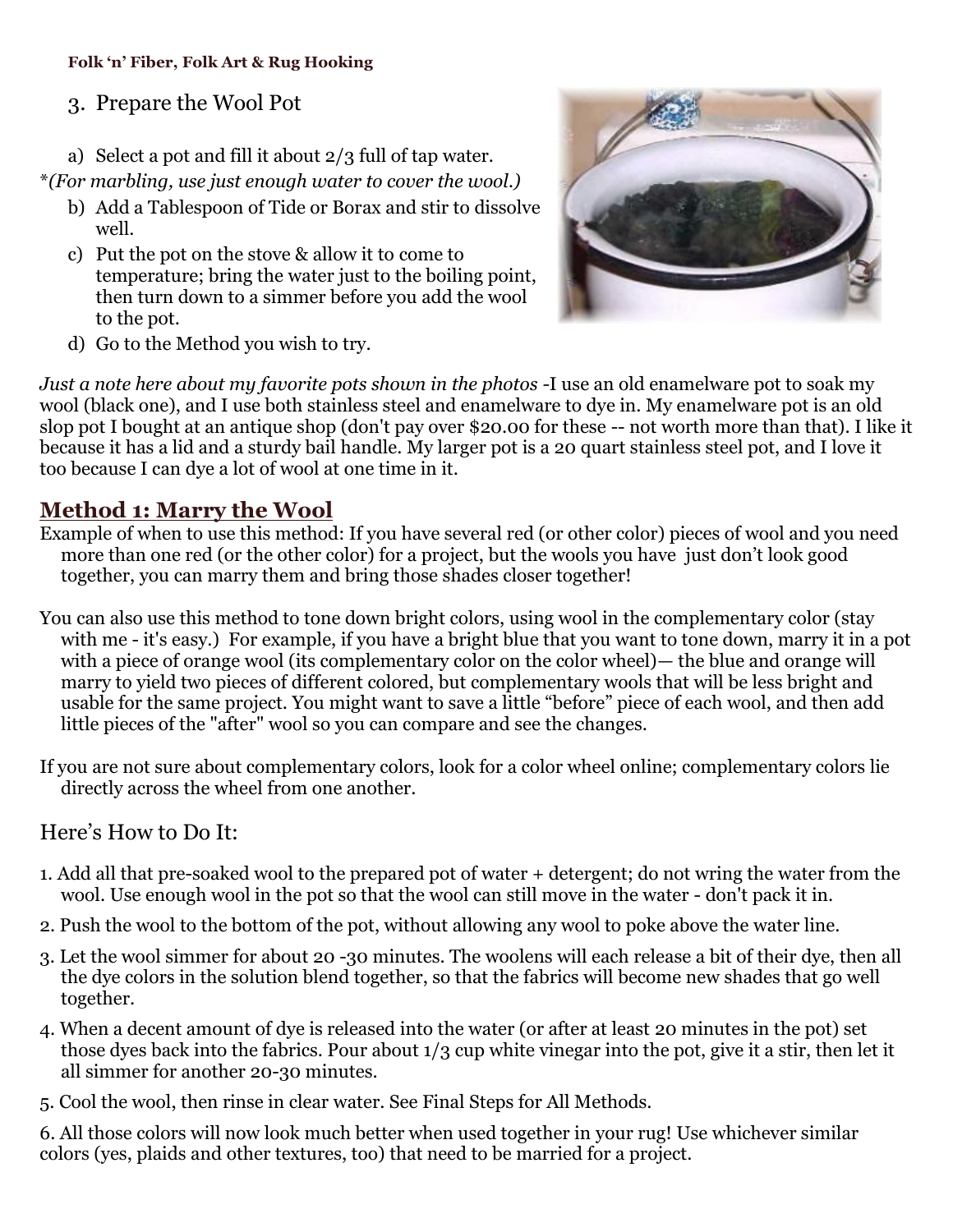## 3. Prepare the Wool Pot

a) Select a pot and fill it about 2/3 full of tap water.

*\*(For marbling, use just enough water to cover the wool.)*

b) Add a Tablespoon of Tide or Borax and stir to dissolve well.

c) Put the pot on the stove & allow it to come to temperature; bring the water just to the boiling point, then turn down to a simmer before you add the wool to the pot.

d) Go to the Method you wish to try.

*Just a note here about my favorite pots shown in the photos* -I use an old enamelware pot to soak my wool (black one), and I use both stainless steel and enamelware to dye in. My enamelware pot is an old slop pot I bought at an antique shop (don't pay over $20.00 for these -- not worth more than that). I like it because it has a lid and a sturdy bail handle. My larger pot is a 20 quart stainless steel pot, and I love it too because I can dye a lot of wool at one time in it.

## Method 1: Marry the Wool

Example of when to use this method: If you have several red (or other color) pieces of wool and you need more than one red (or the other color) for a project, but the wools you have just don't look good together, you can marry them and bring those shades closer together!

You can also use this method to tone down bright colors, using wool in the complementary color (stay with me - it's easy.) For example, if you have a bright blue that you want to tone down, marry it in a pot with a piece of orange wool (its complementary color on the color wheel)— the blue and orange will marry to yield two pieces of different colored, but complementary wools that will be less bright and usable for the same project. You might want to save a little "before" piece of each wool, and then add little pieces of the "after" wool so you can compare and see the changes.

If you are not sure about complementary colors, look for a color wheel online; complementary colors lie directly across the wheel from one another.

### Here's How to Do It:

1. Add all that pre-soaked wool to the prepared pot of water + detergent; do not wring the water from the wool. Use enough wool in the pot so that the wool can still move in the water - don't pack it in.
2. Push the wool to the bottom of the pot, without allowing any wool to poke above the water line.
3. Let the wool simmer for about 20 -30 minutes. The woolens will each release a bit of their dye, then all the dye colors in the solution blend together, so that the fabrics will become new shades that go well together.
4. When a decent amount of dye is released into the water (or after at least 20 minutes in the pot) set those dyes back into the fabrics. Pour about 1/3 cup white vinegar into the pot, give it a stir, then let it all simmer for another 20-30 minutes.
5. Cool the wool, then rinse in clear water. See Final Steps for All Methods.
6. All those colors will now look much better when used together in your rug! Use whichever similar colors (yes, plaids and other textures, too) that need to be married for a project.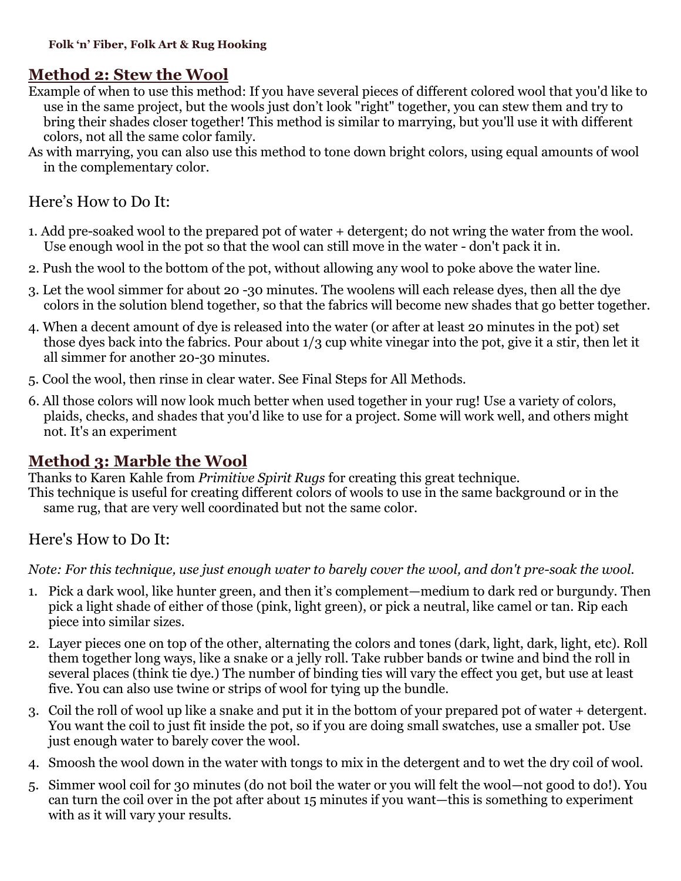## Method 2: Stew the Wool

Example of when to use this method: If you have several pieces of different colored wool that you'd like to use in the same project, but the wools just don't look "right" together, you can stew them and try to bring their shades closer together! This method is similar to marrying, but you'll use it with different colors, not all the same color family.

As with marrying, you can also use this method to tone down bright colors, using equal amounts of wool in the complementary color.

### Here's How to Do It:

1. Add pre-soaked wool to the prepared pot of water + detergent; do not wring the water from the wool. Use enough wool in the pot so that the wool can still move in the water - don't pack it in.
2. Push the wool to the bottom of the pot, without allowing any wool to poke above the water line.
3. Let the wool simmer for about 20 -30 minutes. The woolens will each release dyes, then all the dye colors in the solution blend together, so that the fabrics will become new shades that go better together.
4. When a decent amount of dye is released into the water (or after at least 20 minutes in the pot) set those dyes back into the fabrics. Pour about 1/3 cup white vinegar into the pot, give it a stir, then let it all simmer for another 20-30 minutes.
5. Cool the wool, then rinse in clear water. See Final Steps for All Methods.
6. All those colors will now look much better when used together in your rug! Use a variety of colors, plaids, checks, and shades that you'd like to use for a project. Some will work well, and others might not. It's an experiment

## Method 3: Marble the Wool

Thanks to Karen Kahle from *Primitive Spirit Rugs* for creating this great technique.

This technique is useful for creating different colors of wools to use in the same background or in the same rug, that are very well coordinated but not the same color.

### Here's How to Do It:

*Note: For this technique, use just enough water to barely cover the wool, and don't pre-soak the wool.*

1. Pick a dark wool, like hunter green, and then it's complement—medium to dark red or burgundy. Then pick a light shade of either of those (pink, light green), or pick a neutral, like camel or tan. Rip each piece into similar sizes.
2. Layer pieces one on top of the other, alternating the colors and tones (dark, light, dark, light, etc). Roll them together long ways, like a snake or a jelly roll. Take rubber bands or twine and bind the roll in several places (think tie dye.) The number of binding ties will vary the effect you get, but use at least five. You can also use twine or strips of wool for tying up the bundle.
3. Coil the roll of wool up like a snake and put it in the bottom of your prepared pot of water + detergent. You want the coil to just fit inside the pot, so if you are doing small swatches, use a smaller pot. Use just enough water to barely cover the wool.
4. Smoosh the wool down in the water with tongs to mix in the detergent and to wet the dry coil of wool.
5. Simmer wool coil for 30 minutes (do not boil the water or you will felt the wool—not good to do!). You can turn the coil over in the pot after about 15 minutes if you want—this is something to experiment with as it will vary your results.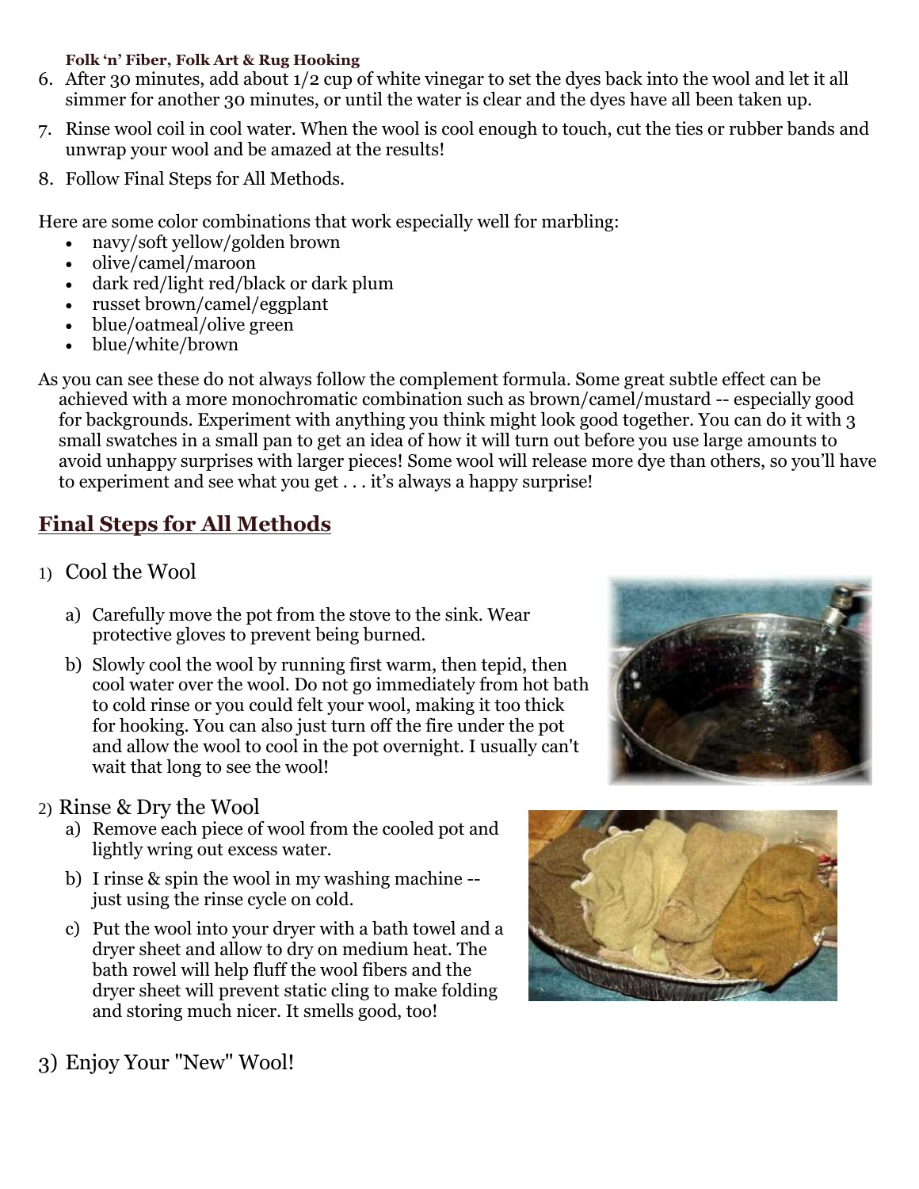6. After 30 minutes, add about 1/2 cup of white vinegar to set the dyes back into the wool and let it all simmer for another 30 minutes, or until the water is clear and the dyes have all been taken up.
7. Rinse wool coil in cool water. When the wool is cool enough to touch, cut the ties or rubber bands and unwrap your wool and be amazed at the results!
8. Follow Final Steps for All Methods.

Here are some color combinations that work especially well for marbling:

- navy/soft yellow/golden brown
- olive/camel/maroon
- dark red/light red/black or dark plum
- russet brown/camel/eggplant
- blue/oatmeal/olive green
- blue/white/brown

As you can see these do not always follow the complement formula. Some great subtle effect can be achieved with a more monochromatic combination such as brown/camel/mustard -- especially good for backgrounds. Experiment with anything you think might look good together. You can do it with 3 small swatches in a small pan to get an idea of how it will turn out before you use large amounts to avoid unhappy surprises with larger pieces! Some wool will release more dye than others, so you'll have to experiment and see what you get . . . it's always a happy surprise!

## Final Steps for All Methods

1) Cool the Wool

   a) Carefully move the pot from the stove to the sink. Wear protective gloves to prevent being burned.

   b) Slowly cool the wool by running first warm, then tepid, then cool water over the wool. Do not go immediately from hot bath to cold rinse or you could felt your wool, making it too thick for hooking. You can also just turn off the fire under the pot and allow the wool to cool in the pot overnight. I usually can't wait that long to see the wool!

2) Rinse & Dry the Wool

   a) Remove each piece of wool from the cooled pot and lightly wring out excess water.

   b) I rinse & spin the wool in my washing machine -- just using the rinse cycle on cold.

   c) Put the wool into your dryer with a bath towel and a dryer sheet and allow to dry on medium heat. The bath rowel will help fluff the wool fibers and the dryer sheet will prevent static cling to make folding and storing much nicer. It smells good, too!

3) Enjoy Your "New" Wool!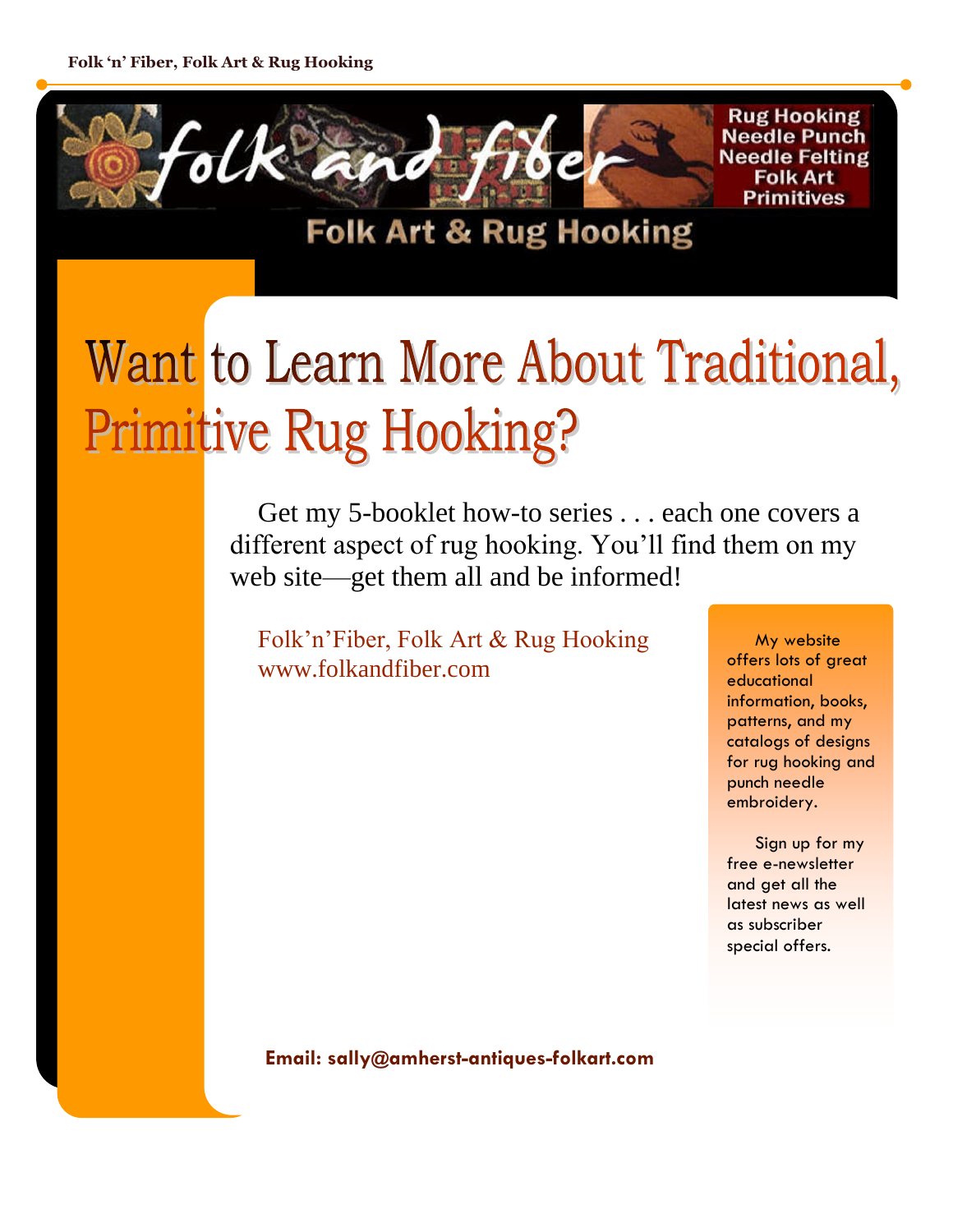Folk Art & Rug Hooking

Rug Hooking
Needle Punch
Needle Felting
Folk Art
Primitives

# Want to Learn More About Traditional, Primitive Rug Hooking?

Get my 5-booklet how-to series . . . each one covers a different aspect of rug hooking. You'll find them on my web site—get them all and be informed!

Folk'n'Fiber, Folk Art & Rug Hooking
www.folkandfiber.com

My website offers lots of great educational information, books, patterns, and my catalogs of designs for rug hooking and punch needle embroidery.

Sign up for my free e-newsletter and get all the latest news as well as subscriber special offers.

**Email: sally@amherst-antiques-folkart.com**